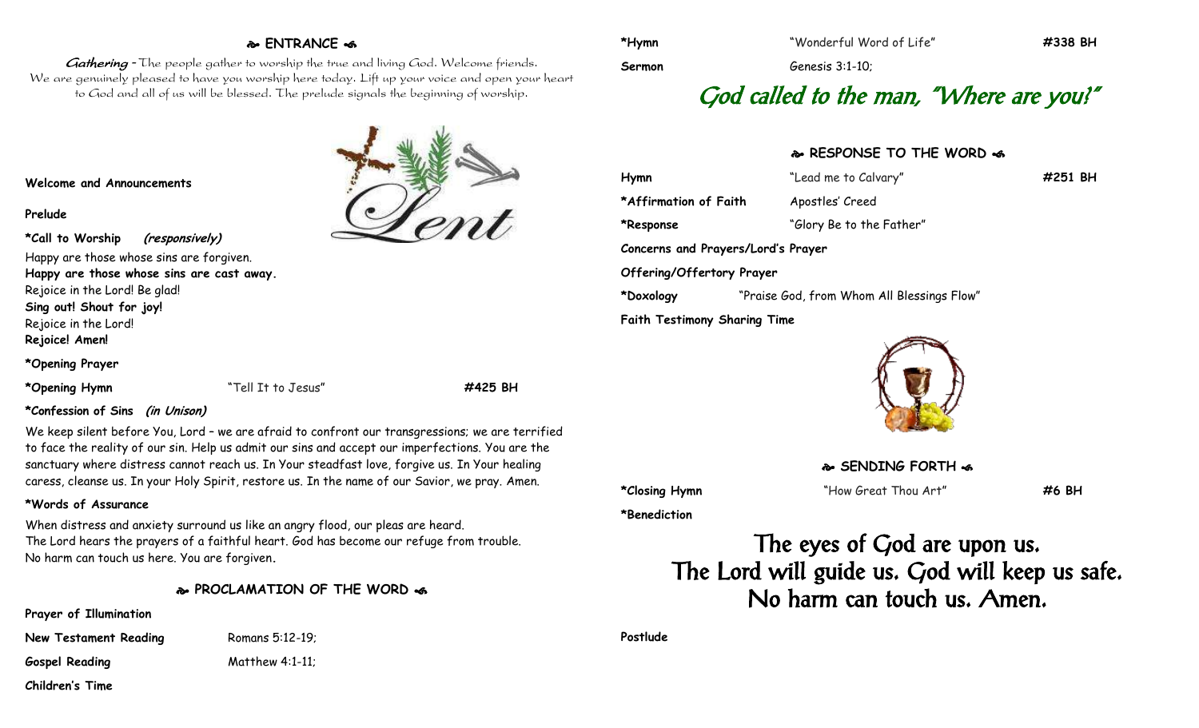## ENTRANCE

*Gathering* – The people gather to worship the true and living God. Welcome friends. We are genuinely pleased to have you worship here today. Lift up your voice and open your heart to God and all of us will be blessed. The prelude signals the beginning of worship.

**Welcome and Announcements**

**Prelude**

**\*Call to Worship** ***(responsively)***

Happy are those whose sins are forgiven.
**Happy are those whose sins are cast away.**
Rejoice in the Lord! Be glad!
**Sing out! Shout for joy!**
Rejoice in the Lord!
**Rejoice! Amen!**

**\*Opening Prayer**

**\*Opening Hymn** "Tell It to Jesus" **#425 BH**

**\*Confession of Sins** ***(in Unison)***

We keep silent before You, Lord – we are afraid to confront our transgressions; we are terrified to face the reality of our sin. Help us admit our sins and accept our imperfections. You are the sanctuary where distress cannot reach us. In Your steadfast love, forgive us. In Your healing caress, cleanse us. In your Holy Spirit, restore us. In the name of our Savior, we pray. Amen.

**\*Words of Assurance**

When distress and anxiety surround us like an angry flood, our pleas are heard.
The Lord hears the prayers of a faithful heart. God has become our refuge from trouble.
No harm can touch us here. You are forgiven.

## PROCLAMATION OF THE WORD

**Prayer of Illumination**

**New Testament Reading** Romans 5:12-19;

**Gospel Reading** Matthew 4:1-11;

**Children's Time**

**\*Hymn** "Wonderful Word of Life" **#338 BH**

**Sermon** Genesis 3:1-10;

# *God called to the man, "Where are you?"*

## RESPONSE TO THE WORD

**Hymn** "Lead me to Calvary" **#251 BH**

**\*Affirmation of Faith** Apostles' Creed

**\*Response** "Glory Be to the Father"

**Concerns and Prayers/Lord's Prayer**

**Offering/Offertory Prayer**

**\*Doxology** "Praise God, from Whom All Blessings Flow"

**Faith Testimony Sharing Time**

## SENDING FORTH

**\*Closing Hymn** "How Great Thou Art" **#6 BH**

**\*Benediction**

**The eyes of God are upon us.
The Lord will guide us. God will keep us safe.
No harm can touch us. Amen.**

**Postlude**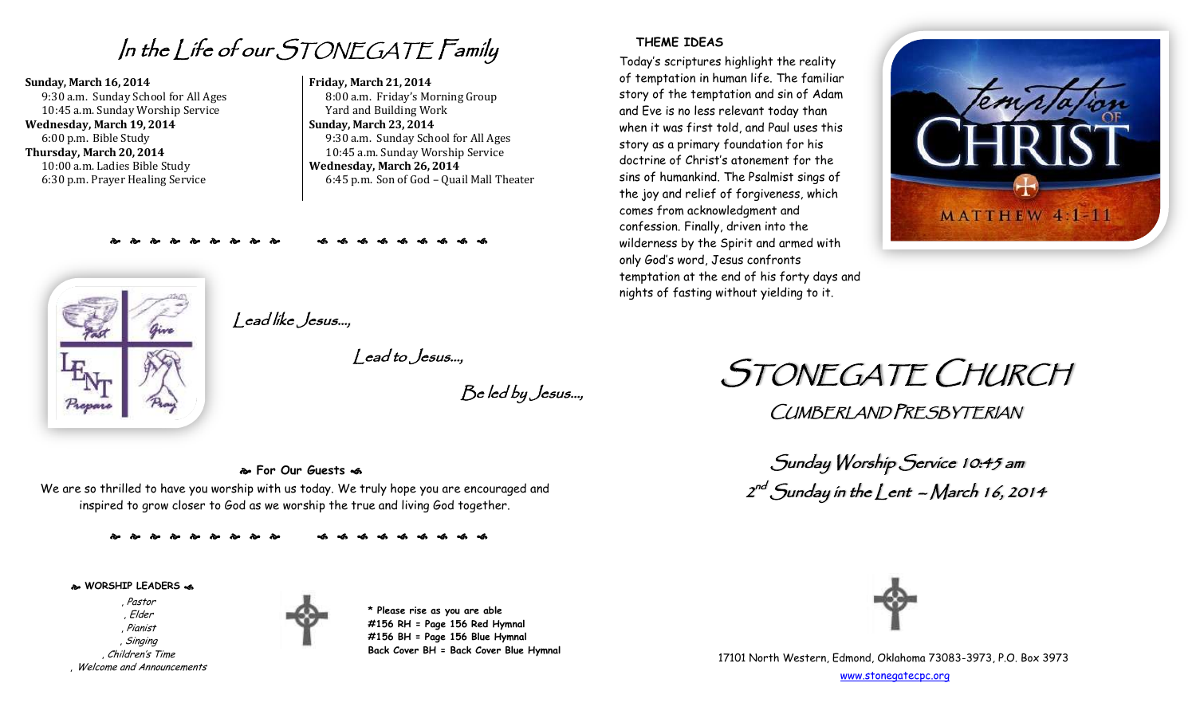# In the Life of our STONEGATE Family

**Sunday, March 16, 2014**
9:30 a.m. Sunday School for All Ages
10:45 a.m. Sunday Worship Service
**Wednesday, March 19, 2014**
6:00 p.m. Bible Study
**Thursday, March 20, 2014**
10:00 a.m. Ladies Bible Study
6:30 p.m. Prayer Healing Service

**Friday, March 21, 2014**
8:00 a.m. Friday's Morning Group
Yard and Building Work
**Sunday, March 23, 2014**
9:30 a.m. Sunday School for All Ages
10:45 a.m. Sunday Worship Service
**Wednesday, March 26, 2014**
6:45 p.m. Son of God – Quail Mall Theater

Fast Give
LENT
Prepare Pray

*Lead like Jesus...,*

*Lead to Jesus...,*

*Be led by Jesus...,*

**For Our Guests**

We are so thrilled to have you worship with us today. We truly hope you are encouraged and inspired to grow closer to God as we worship the true and living God together.

**WORSHIP LEADERS**

, *Pastor*
, *Elder*
, *Pianist*
, *Singing*
, *Children's Time*
, *Welcome and Announcements*

**\* Please rise as you are able**
**#156 RH = Page 156 Red Hymnal**
**#156 BH = Page 156 Blue Hymnal**
**Back Cover BH = Back Cover Blue Hymnal**

**THEME IDEAS**

Today's scriptures highlight the reality of temptation in human life. The familiar story of the temptation and sin of Adam and Eve is no less relevant today than when it was first told, and Paul uses this story as a primary foundation for his doctrine of Christ's atonement for the sins of humankind. The Psalmist sings of the joy and relief of forgiveness, which comes from acknowledgment and confession. Finally, driven into the wilderness by the Spirit and armed with only God's word, Jesus confronts temptation at the end of his forty days and nights of fasting without yielding to it.

temptation OF CHRIST
MATTHEW 4:1-11

# STONEGATE CHURCH

## CUMBERLAND PRESBYTERIAN

*Sunday Worship Service 10:45 am*

*2nd Sunday in the Lent – March 16, 2014*

17101 North Western, Edmond, Oklahoma 73083-3973, P.O. Box 3973
www.stonegatecpc.org